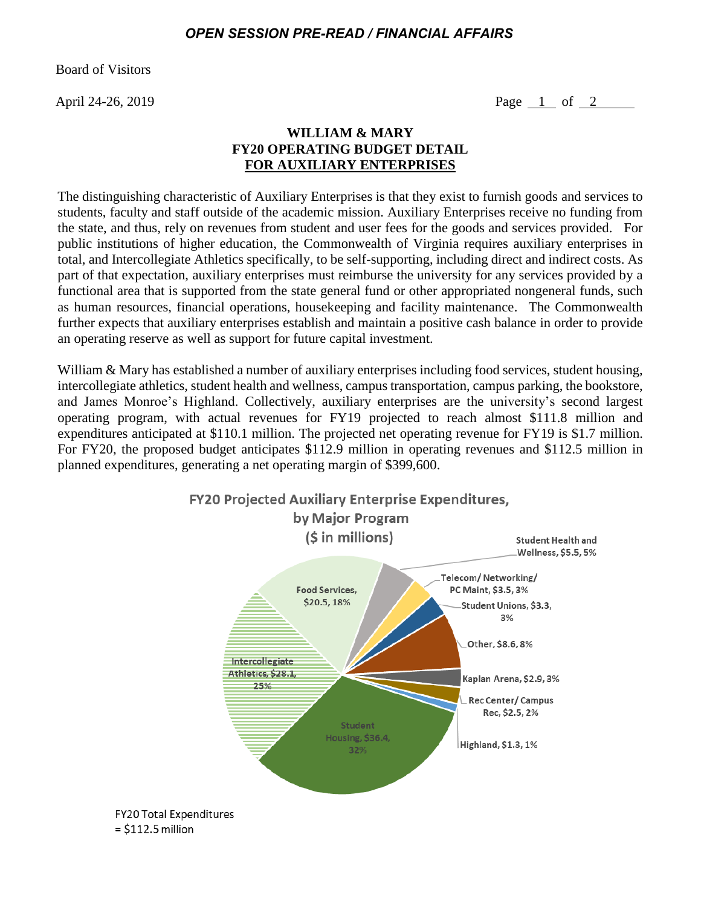*OPEN SESSION PRE-READ / FINANCIAL AFFAIRS*

Board of Visitors

April 24-26, 2019

## WILLIAM & MARY
## FY20 OPERATING BUDGET DETAIL
## FOR AUXILIARY ENTERPRISES

The distinguishing characteristic of Auxiliary Enterprises is that they exist to furnish goods and services to students, faculty and staff outside of the academic mission. Auxiliary Enterprises receive no funding from the state, and thus, rely on revenues from student and user fees for the goods and services provided. For public institutions of higher education, the Commonwealth of Virginia requires auxiliary enterprises in total, and Intercollegiate Athletics specifically, to be self-supporting, including direct and indirect costs. As part of that expectation, auxiliary enterprises must reimburse the university for any services provided by a functional area that is supported from the state general fund or other appropriated nongeneral funds, such as human resources, financial operations, housekeeping and facility maintenance. The Commonwealth further expects that auxiliary enterprises establish and maintain a positive cash balance in order to provide an operating reserve as well as support for future capital investment.

William & Mary has established a number of auxiliary enterprises including food services, student housing, intercollegiate athletics, student health and wellness, campus transportation, campus parking, the bookstore, and James Monroe's Highland. Collectively, auxiliary enterprises are the university's second largest operating program, with actual revenues for FY19 projected to reach almost $111.8 million and expenditures anticipated at $110.1 million. The projected net operating revenue for FY19 is $1.7 million. For FY20, the proposed budget anticipates $112.9 million in operating revenues and $112.5 million in planned expenditures, generating a net operating margin of $399,600.

**FY20 Projected Auxiliary Enterprise Expenditures, by Major Program ($ in millions)**

- Student Housing, $36.4, 32%
- Intercollegiate Athletics, $28.1, 25%
- Food Services, $20.5, 18%
- Student Health and Wellness, $5.5, 5%
- Telecom/Networking/PC Maint, $3.5, 3%
- Student Unions, $3.3, 3%
- Other, $8.6, 8%
- Kaplan Arena, $2.9, 3%
- Rec Center/Campus Rec, $2.5, 2%
- Highland, $1.3, 1%

FY20 Total Expenditures = $112.5 million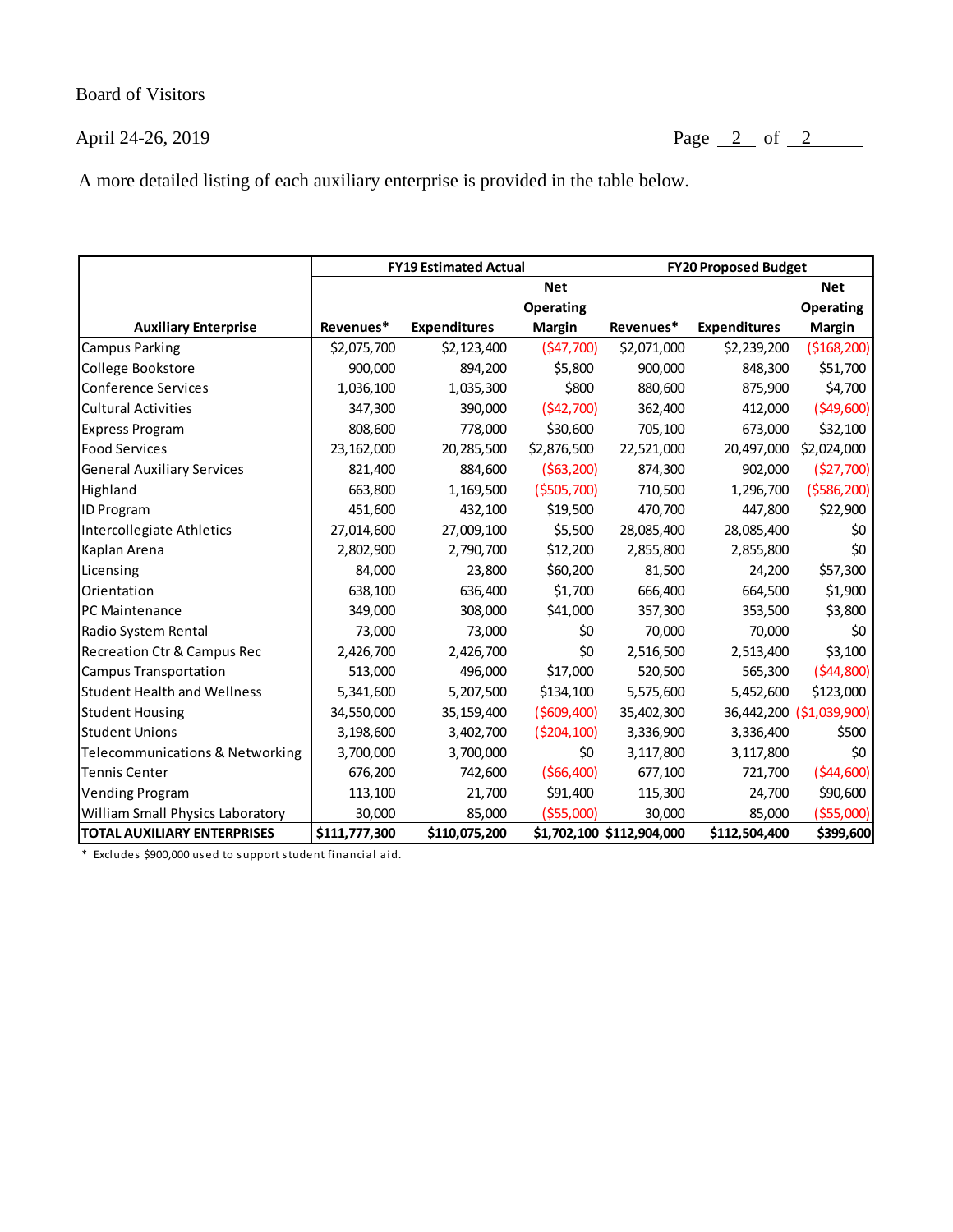Board of Visitors

April 24-26, 2019

A more detailed listing of each auxiliary enterprise is provided in the table below.

| | FY19 Estimated Actual | | | FY20 Proposed Budget | | |
|---|---|---|---|---|---|---|
| **Auxiliary Enterprise** | **Revenues*** | **Expenditures** | **Net Operating Margin** | **Revenues*** | **Expenditures** | **Net Operating Margin** |
| Campus Parking | $2,075,700 | $2,123,400 | ($47,700) | $2,071,000 | $2,239,200 | ($168,200) |
| College Bookstore | 900,000 | 894,200 | $5,800 | 900,000 | 848,300 | $51,700 |
| Conference Services | 1,036,100 | 1,035,300 | $800 | 880,600 | 875,900 | $4,700 |
| Cultural Activities | 347,300 | 390,000 | ($42,700) | 362,400 | 412,000 | ($49,600) |
| Express Program | 808,600 | 778,000 | $30,600 | 705,100 | 673,000 | $32,100 |
| Food Services | 23,162,000 | 20,285,500 | $2,876,500 | 22,521,000 | 20,497,000 | $2,024,000 |
| General Auxiliary Services | 821,400 | 884,600 | ($63,200) | 874,300 | 902,000 | ($27,700) |
| Highland | 663,800 | 1,169,500 | ($505,700) | 710,500 | 1,296,700 | ($586,200) |
| ID Program | 451,600 | 432,100 | $19,500 | 470,700 | 447,800 | $22,900 |
| Intercollegiate Athletics | 27,014,600 | 27,009,100 | $5,500 | 28,085,400 | 28,085,400 | $0 |
| Kaplan Arena | 2,802,900 | 2,790,700 | $12,200 | 2,855,800 | 2,855,800 | $0 |
| Licensing | 84,000 | 23,800 | $60,200 | 81,500 | 24,200 | $57,300 |
| Orientation | 638,100 | 636,400 | $1,700 | 666,400 | 664,500 | $1,900 |
| PC Maintenance | 349,000 | 308,000 | $41,000 | 357,300 | 353,500 | $3,800 |
| Radio System Rental | 73,000 | 73,000 | $0 | 70,000 | 70,000 | $0 |
| Recreation Ctr & Campus Rec | 2,426,700 | 2,426,700 | $0 | 2,516,500 | 2,513,400 | $3,100 |
| Campus Transportation | 513,000 | 496,000 | $17,000 | 520,500 | 565,300 | ($44,800) |
| Student Health and Wellness | 5,341,600 | 5,207,500 | $134,100 | 5,575,600 | 5,452,600 | $123,000 |
| Student Housing | 34,550,000 | 35,159,400 | ($609,400) | 35,402,300 | 36,442,200 | ($1,039,900) |
| Student Unions | 3,198,600 | 3,402,700 | ($204,100) | 3,336,900 | 3,336,400 | $500 |
| Telecommunications & Networking | 3,700,000 | 3,700,000 | $0 | 3,117,800 | 3,117,800 | $0 |
| Tennis Center | 676,200 | 742,600 | ($66,400) | 677,100 | 721,700 | ($44,600) |
| Vending Program | 113,100 | 21,700 | $91,400 | 115,300 | 24,700 | $90,600 |
| William Small Physics Laboratory | 30,000 | 85,000 | ($55,000) | 30,000 | 85,000 | ($55,000) |
| **TOTAL AUXILIARY ENTERPRISES** | **$111,777,300** | **$110,075,200** | **$1,702,100** | **$112,904,000** | **$112,504,400** | **$399,600** |

* Excludes $900,000 used to support student financial aid.